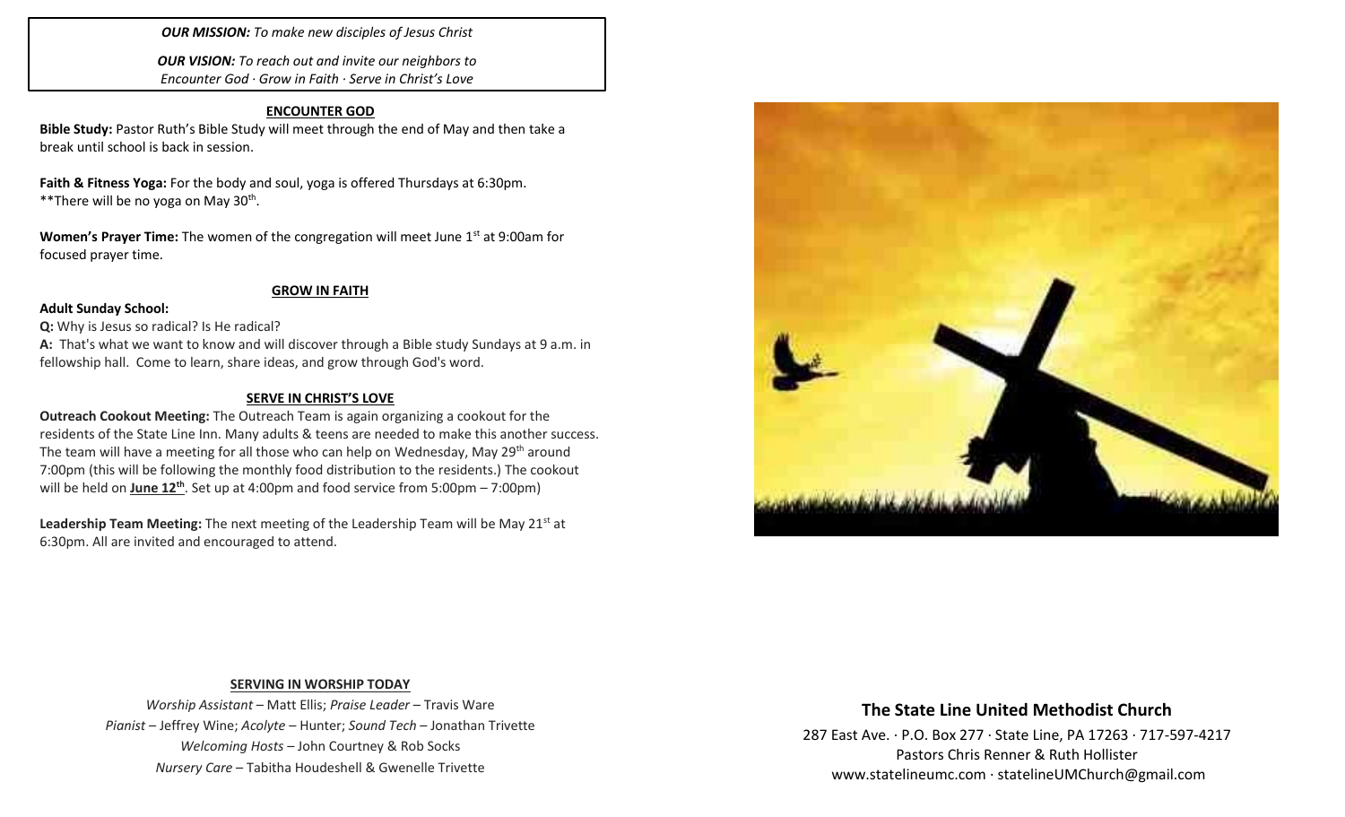***OUR MISSION:*** *To make new disciples of Jesus Christ*

***OUR VISION:*** *To reach out and invite our neighbors to Encounter God · Grow in Faith · Serve in Christ's Love*

## ENCOUNTER GOD

**Bible Study:** Pastor Ruth's Bible Study will meet through the end of May and then take a break until school is back in session.

**Faith & Fitness Yoga:** For the body and soul, yoga is offered Thursdays at 6:30pm.
**There will be no yoga on May 30th.

**Women's Prayer Time:** The women of the congregation will meet June 1st at 9:00am for focused prayer time.

## GROW IN FAITH

**Adult Sunday School:**

**Q:** Why is Jesus so radical? Is He radical?

**A:** That's what we want to know and will discover through a Bible study Sundays at 9 a.m. in fellowship hall. Come to learn, share ideas, and grow through God's word.

## SERVE IN CHRIST'S LOVE

**Outreach Cookout Meeting:** The Outreach Team is again organizing a cookout for the residents of the State Line Inn. Many adults & teens are needed to make this another success. The team will have a meeting for all those who can help on Wednesday, May 29th around 7:00pm (this will be following the monthly food distribution to the residents.) The cookout will be held on **June 12th**. Set up at 4:00pm and food service from 5:00pm – 7:00pm)

**Leadership Team Meeting:** The next meeting of the Leadership Team will be May 21st at 6:30pm. All are invited and encouraged to attend.

## SERVING IN WORSHIP TODAY

*Worship Assistant* – Matt Ellis; *Praise Leader* – Travis Ware
*Pianist* – Jeffrey Wine; *Acolyte* – Hunter; *Sound Tech* – Jonathan Trivette
*Welcoming Hosts* – John Courtney & Rob Socks
*Nursery Care* – Tabitha Houdeshell & Gwenelle Trivette

## The State Line United Methodist Church

287 East Ave. · P.O. Box 277 · State Line, PA 17263 · 717-597-4217
Pastors Chris Renner & Ruth Hollister
www.statelineumc.com · statelineUMChurch@gmail.com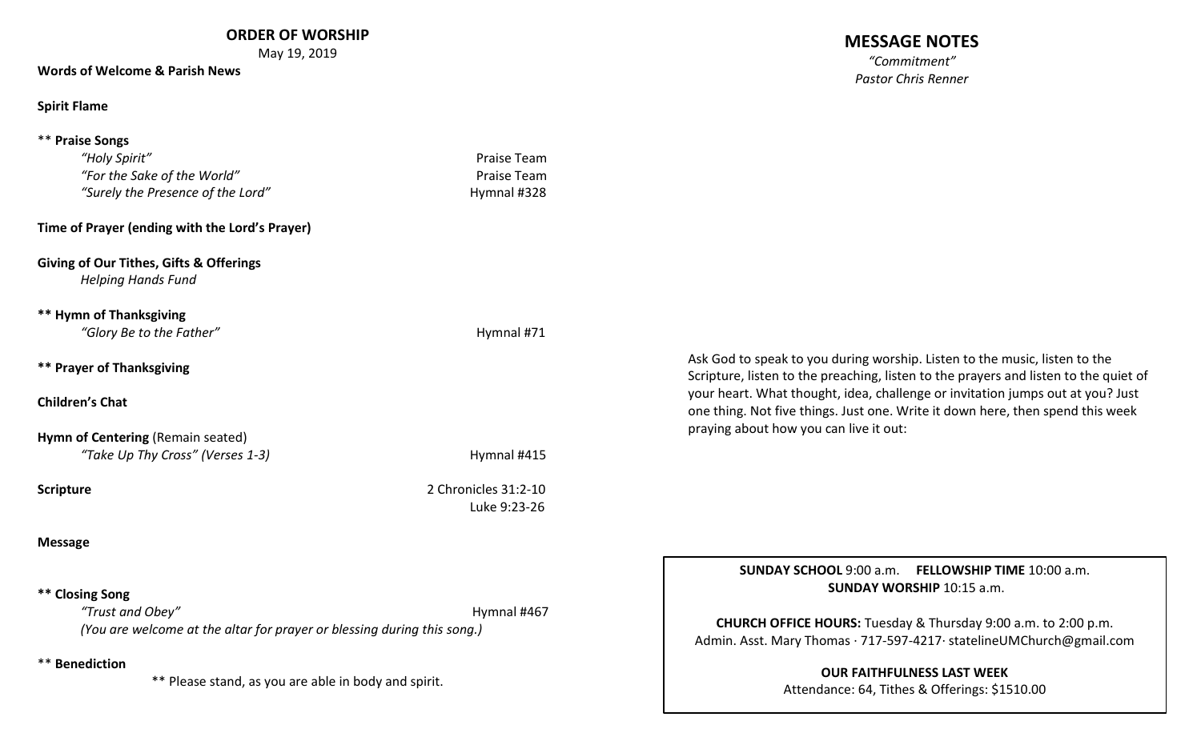## ORDER OF WORSHIP

May 19, 2019

**Words of Welcome & Parish News**

**Spirit Flame**

** **Praise Songs**

*"Holy Spirit"* — Praise Team
*"For the Sake of the World"* — Praise Team
*"Surely the Presence of the Lord"* — Hymnal #328

**Time of Prayer (ending with the Lord's Prayer)**

**Giving of Our Tithes, Gifts & Offerings**

*Helping Hands Fund*

** **Hymn of Thanksgiving**

*"Glory Be to the Father"* — Hymnal #71

** **Prayer of Thanksgiving**

**Children's Chat**

**Hymn of Centering** (Remain seated)

*"Take Up Thy Cross" (Verses 1-3)* — Hymnal #415

**Scripture** — 2 Chronicles 31:2-10, Luke 9:23-26

**Message**

** **Closing Song**

*"Trust and Obey"* — Hymnal #467
*(You are welcome at the altar for prayer or blessing during this song.)*

** **Benediction**

** Please stand, as you are able in body and spirit.

## MESSAGE NOTES

*"Commitment"*
*Pastor Chris Renner*

Ask God to speak to you during worship. Listen to the music, listen to the Scripture, listen to the preaching, listen to the prayers and listen to the quiet of your heart. What thought, idea, challenge or invitation jumps out at you? Just one thing. Not five things. Just one. Write it down here, then spend this week praying about how you can live it out:

**SUNDAY SCHOOL** 9:00 a.m. **FELLOWSHIP TIME** 10:00 a.m.
**SUNDAY WORSHIP** 10:15 a.m.

**CHURCH OFFICE HOURS:** Tuesday & Thursday 9:00 a.m. to 2:00 p.m.
Admin. Asst. Mary Thomas · 717-597-4217· statelineUMChurch@gmail.com

**OUR FAITHFULNESS LAST WEEK**
Attendance: 64, Tithes & Offerings: $1510.00